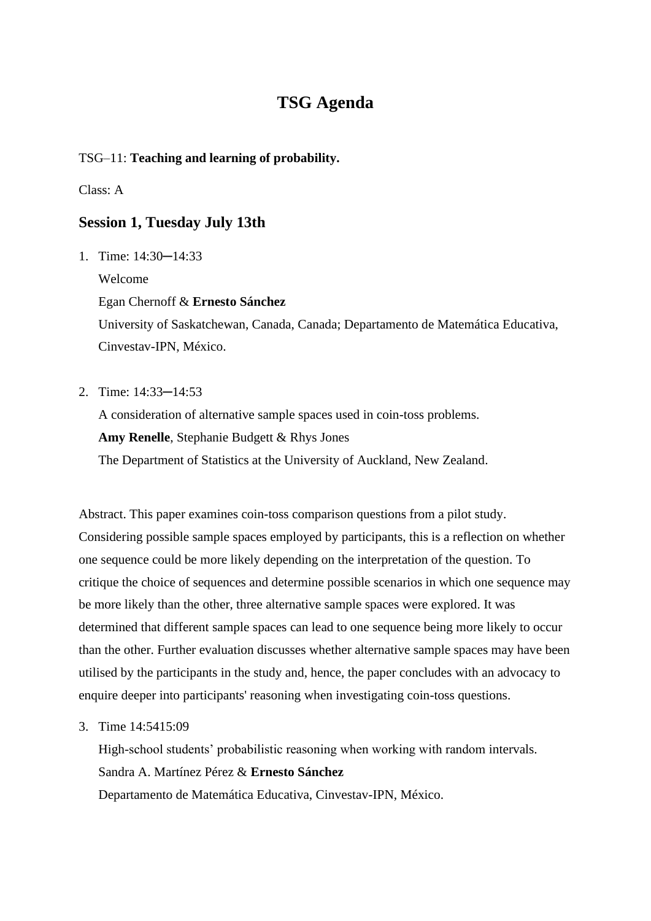# TSG Agenda

TSG–11: **Teaching and learning of probability.**

Class: A

## Session 1, Tuesday July 13th

1. Time: 14:30–14:33
   Welcome
   Egan Chernoff & **Ernesto Sánchez**
   University of Saskatchewan, Canada, Canada; Departamento de Matemática Educativa, Cinvestav-IPN, México.

2. Time: 14:33–14:53
   A consideration of alternative sample spaces used in coin-toss problems.
   **Amy Renelle**, Stephanie Budgett & Rhys Jones
   The Department of Statistics at the University of Auckland, New Zealand.

Abstract. This paper examines coin-toss comparison questions from a pilot study. Considering possible sample spaces employed by participants, this is a reflection on whether one sequence could be more likely depending on the interpretation of the question. To critique the choice of sequences and determine possible scenarios in which one sequence may be more likely than the other, three alternative sample spaces were explored. It was determined that different sample spaces can lead to one sequence being more likely to occur than the other. Further evaluation discusses whether alternative sample spaces may have been utilised by the participants in the study and, hence, the paper concludes with an advocacy to enquire deeper into participants' reasoning when investigating coin-toss questions.

3. Time 14:5415:09
   High-school students' probabilistic reasoning when working with random intervals.
   Sandra A. Martínez Pérez & **Ernesto Sánchez**
   Departamento de Matemática Educativa, Cinvestav-IPN, México.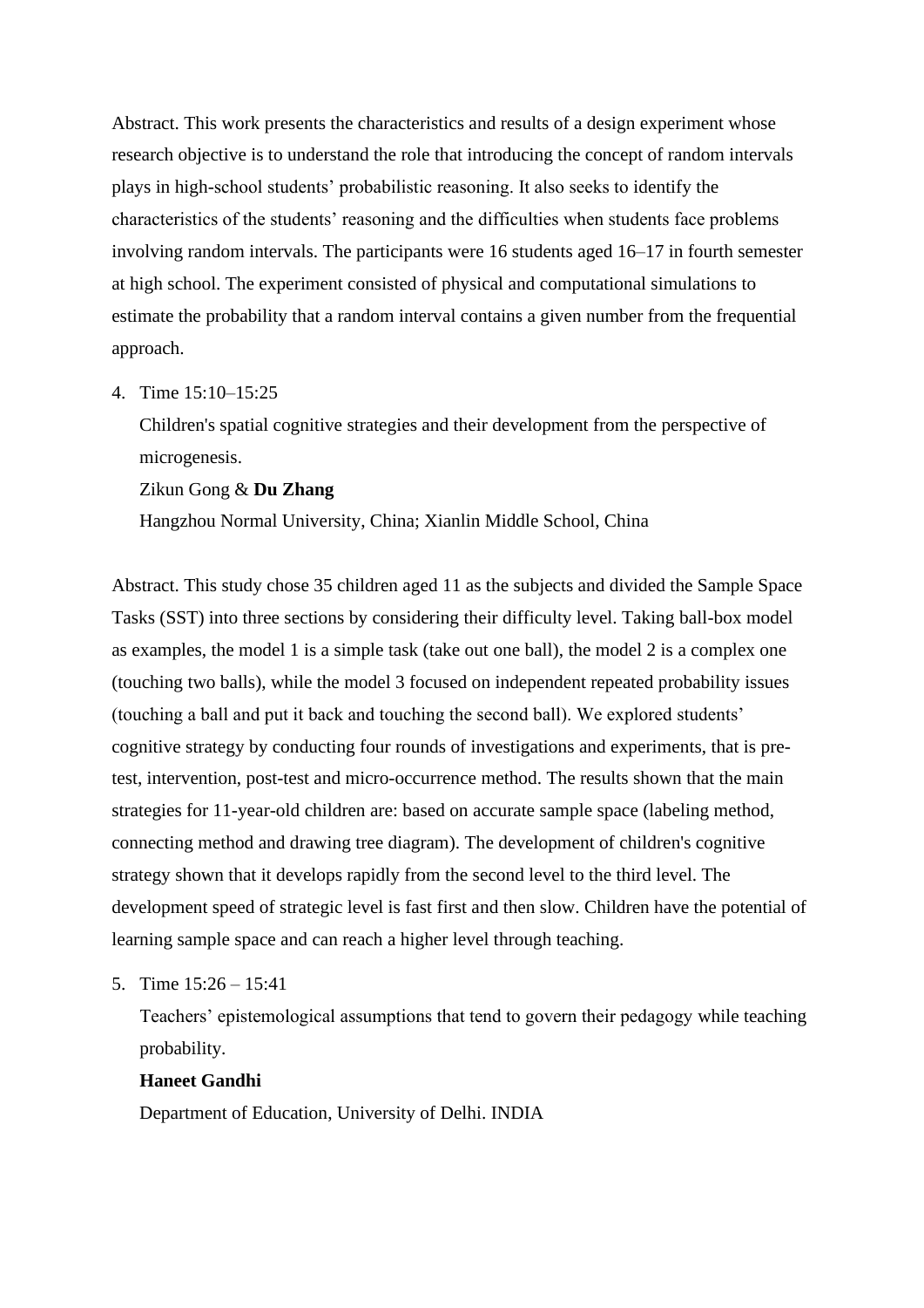Abstract. This work presents the characteristics and results of a design experiment whose research objective is to understand the role that introducing the concept of random intervals plays in high-school students' probabilistic reasoning. It also seeks to identify the characteristics of the students' reasoning and the difficulties when students face problems involving random intervals. The participants were 16 students aged 16–17 in fourth semester at high school. The experiment consisted of physical and computational simulations to estimate the probability that a random interval contains a given number from the frequential approach.

4. Time 15:10–15:25

   Children's spatial cognitive strategies and their development from the perspective of microgenesis.

   Zikun Gong & **Du Zhang**

   Hangzhou Normal University, China; Xianlin Middle School, China

Abstract. This study chose 35 children aged 11 as the subjects and divided the Sample Space Tasks (SST) into three sections by considering their difficulty level. Taking ball-box model as examples, the model 1 is a simple task (take out one ball), the model 2 is a complex one (touching two balls), while the model 3 focused on independent repeated probability issues (touching a ball and put it back and touching the second ball). We explored students' cognitive strategy by conducting four rounds of investigations and experiments, that is pre-test, intervention, post-test and micro-occurrence method. The results shown that the main strategies for 11-year-old children are: based on accurate sample space (labeling method, connecting method and drawing tree diagram). The development of children's cognitive strategy shown that it develops rapidly from the second level to the third level. The development speed of strategic level is fast first and then slow. Children have the potential of learning sample space and can reach a higher level through teaching.

5. Time 15:26 – 15:41

   Teachers' epistemological assumptions that tend to govern their pedagogy while teaching probability.

   **Haneet Gandhi**

   Department of Education, University of Delhi. INDIA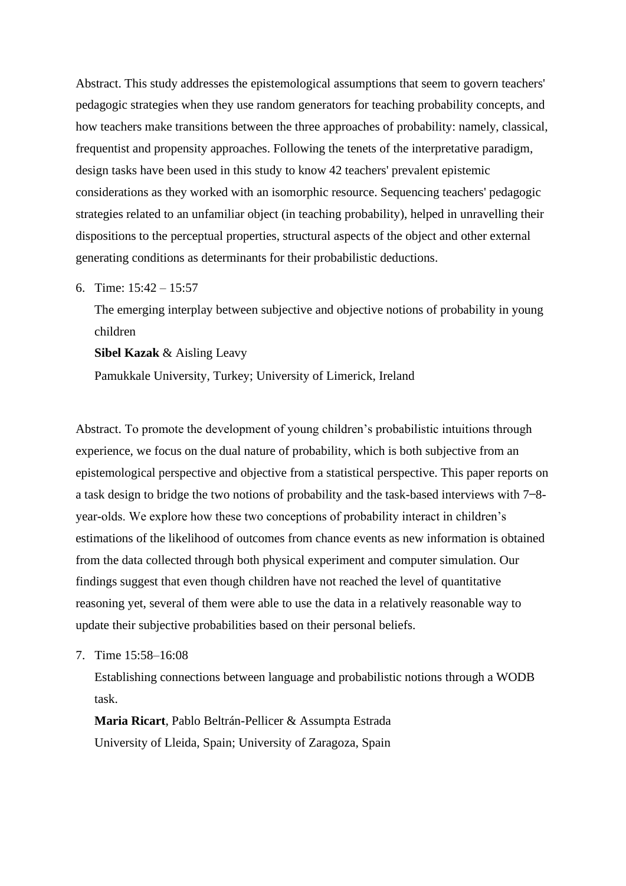Abstract. This study addresses the epistemological assumptions that seem to govern teachers' pedagogic strategies when they use random generators for teaching probability concepts, and how teachers make transitions between the three approaches of probability: namely, classical, frequentist and propensity approaches. Following the tenets of the interpretative paradigm, design tasks have been used in this study to know 42 teachers' prevalent epistemic considerations as they worked with an isomorphic resource. Sequencing teachers' pedagogic strategies related to an unfamiliar object (in teaching probability), helped in unravelling their dispositions to the perceptual properties, structural aspects of the object and other external generating conditions as determinants for their probabilistic deductions.

6. Time: 15:42 – 15:57

   The emerging interplay between subjective and objective notions of probability in young children

   **Sibel Kazak** & Aisling Leavy

   Pamukkale University, Turkey; University of Limerick, Ireland

Abstract. To promote the development of young children's probabilistic intuitions through experience, we focus on the dual nature of probability, which is both subjective from an epistemological perspective and objective from a statistical perspective. This paper reports on a task design to bridge the two notions of probability and the task-based interviews with 7–8-year-olds. We explore how these two conceptions of probability interact in children's estimations of the likelihood of outcomes from chance events as new information is obtained from the data collected through both physical experiment and computer simulation. Our findings suggest that even though children have not reached the level of quantitative reasoning yet, several of them were able to use the data in a relatively reasonable way to update their subjective probabilities based on their personal beliefs.

7. Time 15:58–16:08

   Establishing connections between language and probabilistic notions through a WODB task.

   **Maria Ricart**, Pablo Beltrán-Pellicer & Assumpta Estrada

   University of Lleida, Spain; University of Zaragoza, Spain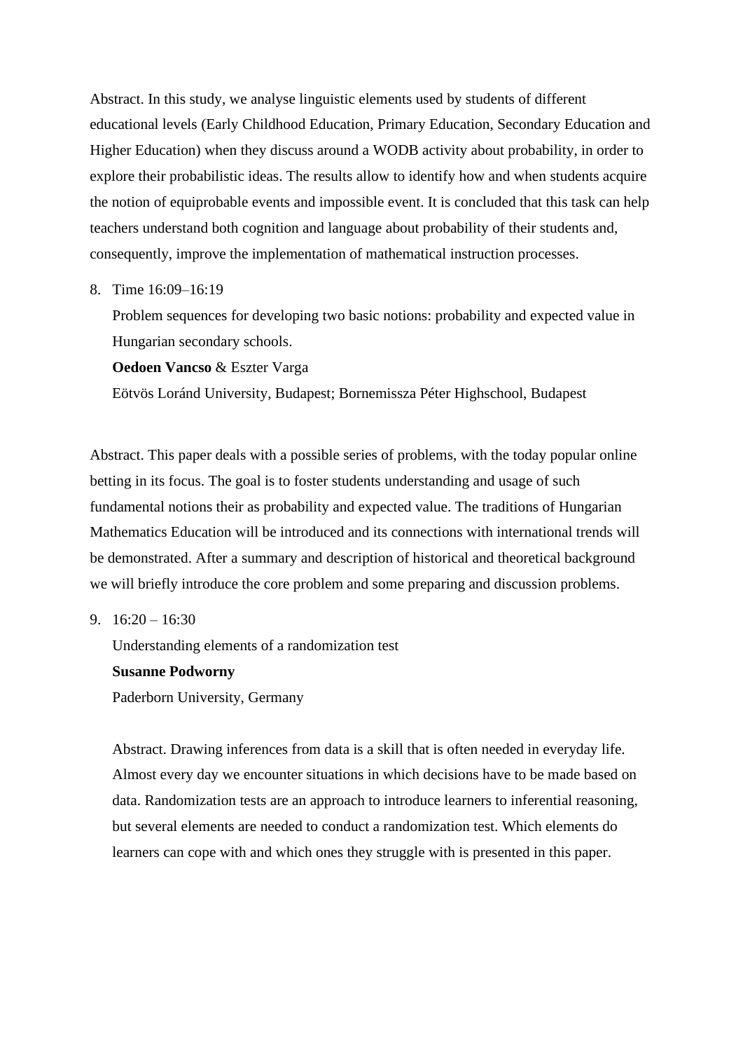Abstract. In this study, we analyse linguistic elements used by students of different educational levels (Early Childhood Education, Primary Education, Secondary Education and Higher Education) when they discuss around a WODB activity about probability, in order to explore their probabilistic ideas. The results allow to identify how and when students acquire the notion of equiprobable events and impossible event. It is concluded that this task can help teachers understand both cognition and language about probability of their students and, consequently, improve the implementation of mathematical instruction processes.

8. Time 16:09–16:19

   Problem sequences for developing two basic notions: probability and expected value in Hungarian secondary schools.

   **Oedoen Vancso** & Eszter Varga

   Eötvös Loránd University, Budapest; Bornemissza Péter Highschool, Budapest

Abstract. This paper deals with a possible series of problems, with the today popular online betting in its focus. The goal is to foster students understanding and usage of such fundamental notions their as probability and expected value. The traditions of Hungarian Mathematics Education will be introduced and its connections with international trends will be demonstrated. After a summary and description of historical and theoretical background we will briefly introduce the core problem and some preparing and discussion problems.

9. 16:20 – 16:30

   Understanding elements of a randomization test

   **Susanne Podworny**

   Paderborn University, Germany

   Abstract. Drawing inferences from data is a skill that is often needed in everyday life. Almost every day we encounter situations in which decisions have to be made based on data. Randomization tests are an approach to introduce learners to inferential reasoning, but several elements are needed to conduct a randomization test. Which elements do learners can cope with and which ones they struggle with is presented in this paper.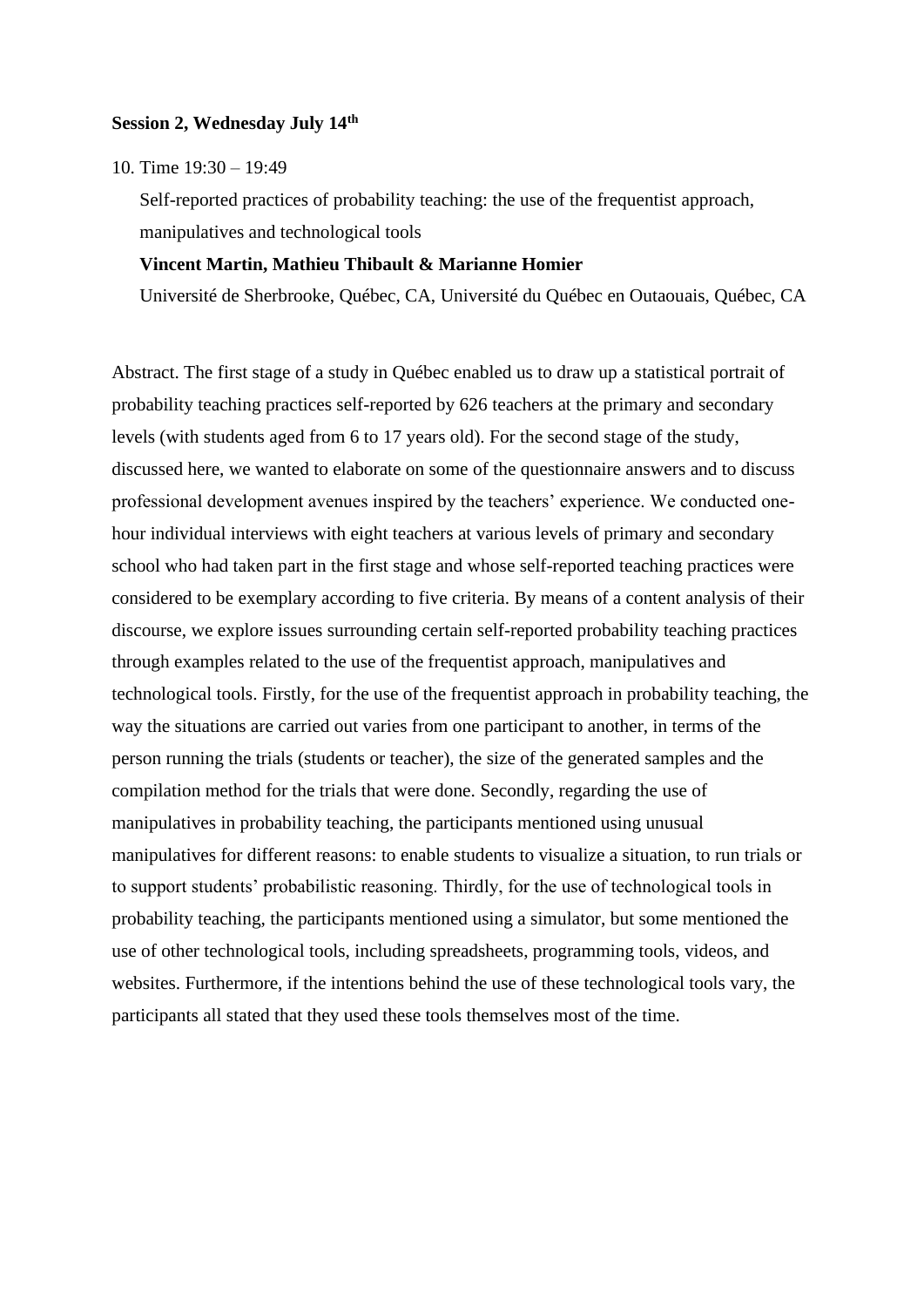**Session 2, Wednesday July 14th**

10. Time 19:30 – 19:49

 Self-reported practices of probability teaching: the use of the frequentist approach, manipulatives and technological tools

 **Vincent Martin, Mathieu Thibault & Marianne Homier**

 Université de Sherbrooke, Québec, CA, Université du Québec en Outaouais, Québec, CA

Abstract. The first stage of a study in Québec enabled us to draw up a statistical portrait of probability teaching practices self-reported by 626 teachers at the primary and secondary levels (with students aged from 6 to 17 years old). For the second stage of the study, discussed here, we wanted to elaborate on some of the questionnaire answers and to discuss professional development avenues inspired by the teachers' experience. We conducted one-hour individual interviews with eight teachers at various levels of primary and secondary school who had taken part in the first stage and whose self-reported teaching practices were considered to be exemplary according to five criteria. By means of a content analysis of their discourse, we explore issues surrounding certain self-reported probability teaching practices through examples related to the use of the frequentist approach, manipulatives and technological tools. Firstly, for the use of the frequentist approach in probability teaching, the way the situations are carried out varies from one participant to another, in terms of the person running the trials (students or teacher), the size of the generated samples and the compilation method for the trials that were done. Secondly, regarding the use of manipulatives in probability teaching, the participants mentioned using unusual manipulatives for different reasons: to enable students to visualize a situation, to run trials or to support students' probabilistic reasoning. Thirdly, for the use of technological tools in probability teaching, the participants mentioned using a simulator, but some mentioned the use of other technological tools, including spreadsheets, programming tools, videos, and websites. Furthermore, if the intentions behind the use of these technological tools vary, the participants all stated that they used these tools themselves most of the time.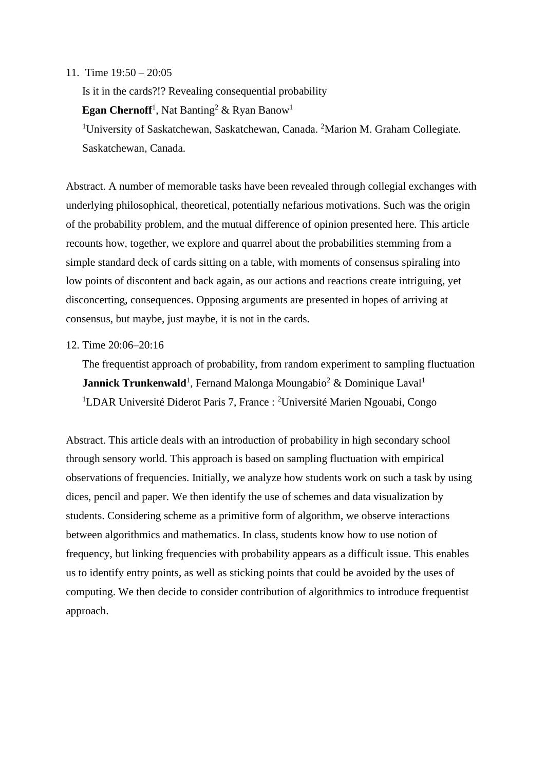11. Time 19:50 – 20:05

    Is it in the cards?!? Revealing consequential probability

    **Egan Chernoff**[1], Nat Banting[2] & Ryan Banow[1]

    [1]University of Saskatchewan, Saskatchewan, Canada. [2]Marion M. Graham Collegiate. Saskatchewan, Canada.

Abstract. A number of memorable tasks have been revealed through collegial exchanges with underlying philosophical, theoretical, potentially nefarious motivations. Such was the origin of the probability problem, and the mutual difference of opinion presented here. This article recounts how, together, we explore and quarrel about the probabilities stemming from a simple standard deck of cards sitting on a table, with moments of consensus spiraling into low points of discontent and back again, as our actions and reactions create intriguing, yet disconcerting, consequences. Opposing arguments are presented in hopes of arriving at consensus, but maybe, just maybe, it is not in the cards.

12. Time 20:06–20:16

    The frequentist approach of probability, from random experiment to sampling fluctuation

    **Jannick Trunkenwald**[1], Fernand Malonga Moungabio[2] & Dominique Laval[1]

    [1]LDAR Université Diderot Paris 7, France : [2]Université Marien Ngouabi, Congo

Abstract. This article deals with an introduction of probability in high secondary school through sensory world. This approach is based on sampling fluctuation with empirical observations of frequencies. Initially, we analyze how students work on such a task by using dices, pencil and paper. We then identify the use of schemes and data visualization by students. Considering scheme as a primitive form of algorithm, we observe interactions between algorithmics and mathematics. In class, students know how to use notion of frequency, but linking frequencies with probability appears as a difficult issue. This enables us to identify entry points, as well as sticking points that could be avoided by the uses of computing. We then decide to consider contribution of algorithmics to introduce frequentist approach.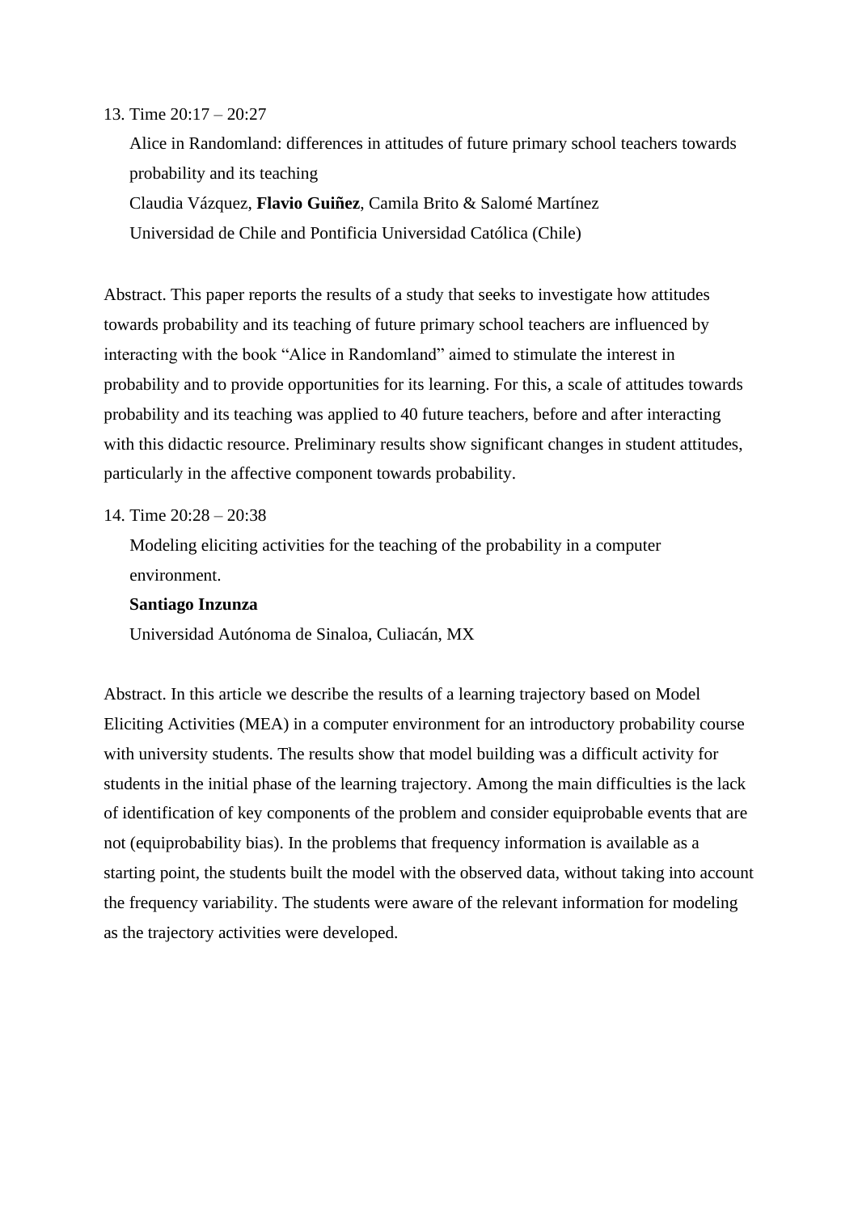13. Time 20:17 – 20:27

    Alice in Randomland: differences in attitudes of future primary school teachers towards probability and its teaching

    Claudia Vázquez, **Flavio Guiñez**, Camila Brito & Salomé Martínez

    Universidad de Chile and Pontificia Universidad Católica (Chile)

Abstract. This paper reports the results of a study that seeks to investigate how attitudes towards probability and its teaching of future primary school teachers are influenced by interacting with the book "Alice in Randomland" aimed to stimulate the interest in probability and to provide opportunities for its learning. For this, a scale of attitudes towards probability and its teaching was applied to 40 future teachers, before and after interacting with this didactic resource. Preliminary results show significant changes in student attitudes, particularly in the affective component towards probability.

14. Time 20:28 – 20:38

    Modeling eliciting activities for the teaching of the probability in a computer environment.

    **Santiago Inzunza**

    Universidad Autónoma de Sinaloa, Culiacán, MX

Abstract. In this article we describe the results of a learning trajectory based on Model Eliciting Activities (MEA) in a computer environment for an introductory probability course with university students. The results show that model building was a difficult activity for students in the initial phase of the learning trajectory. Among the main difficulties is the lack of identification of key components of the problem and consider equiprobable events that are not (equiprobability bias). In the problems that frequency information is available as a starting point, the students built the model with the observed data, without taking into account the frequency variability. The students were aware of the relevant information for modeling as the trajectory activities were developed.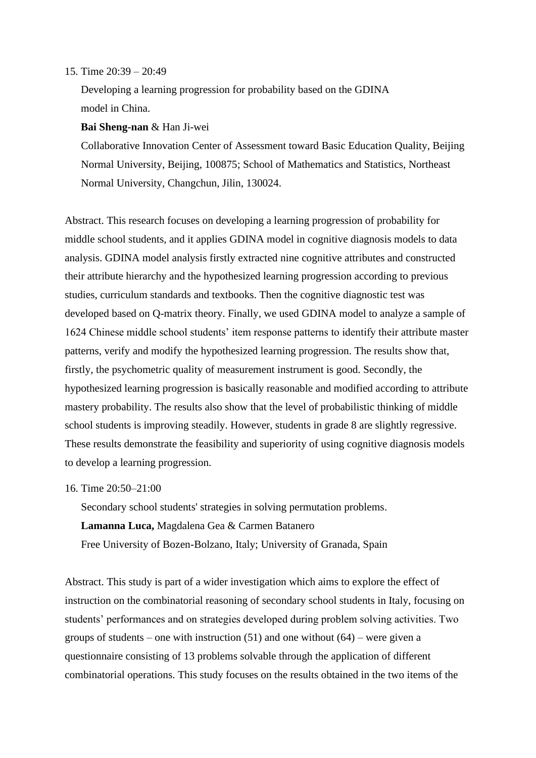15. Time 20:39 – 20:49

    Developing a learning progression for probability based on the GDINA model in China.

    **Bai Sheng-nan** & Han Ji-wei

    Collaborative Innovation Center of Assessment toward Basic Education Quality, Beijing Normal University, Beijing, 100875; School of Mathematics and Statistics, Northeast Normal University, Changchun, Jilin, 130024.

Abstract. This research focuses on developing a learning progression of probability for middle school students, and it applies GDINA model in cognitive diagnosis models to data analysis. GDINA model analysis firstly extracted nine cognitive attributes and constructed their attribute hierarchy and the hypothesized learning progression according to previous studies, curriculum standards and textbooks. Then the cognitive diagnostic test was developed based on Q-matrix theory. Finally, we used GDINA model to analyze a sample of 1624 Chinese middle school students' item response patterns to identify their attribute master patterns, verify and modify the hypothesized learning progression. The results show that, firstly, the psychometric quality of measurement instrument is good. Secondly, the hypothesized learning progression is basically reasonable and modified according to attribute mastery probability. The results also show that the level of probabilistic thinking of middle school students is improving steadily. However, students in grade 8 are slightly regressive. These results demonstrate the feasibility and superiority of using cognitive diagnosis models to develop a learning progression.

16. Time 20:50–21:00

    Secondary school students' strategies in solving permutation problems.

    **Lamanna Luca,** Magdalena Gea & Carmen Batanero

    Free University of Bozen-Bolzano, Italy; University of Granada, Spain

Abstract. This study is part of a wider investigation which aims to explore the effect of instruction on the combinatorial reasoning of secondary school students in Italy, focusing on students' performances and on strategies developed during problem solving activities. Two groups of students – one with instruction (51) and one without (64) – were given a questionnaire consisting of 13 problems solvable through the application of different combinatorial operations. This study focuses on the results obtained in the two items of the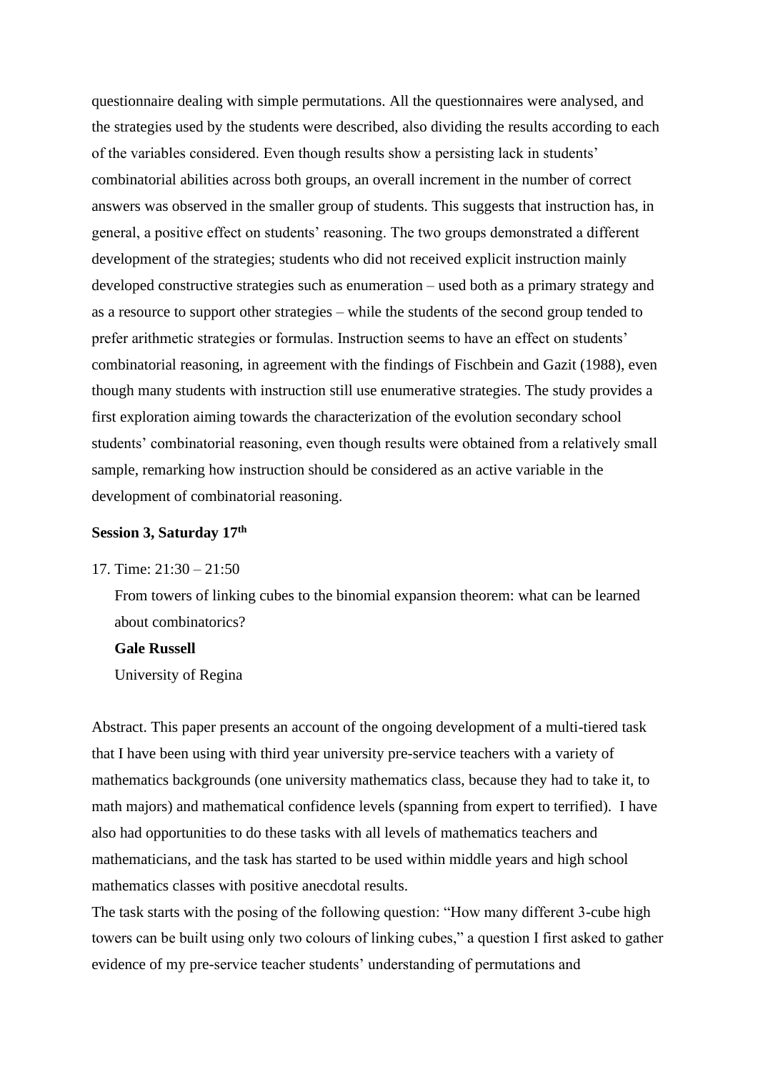questionnaire dealing with simple permutations. All the questionnaires were analysed, and the strategies used by the students were described, also dividing the results according to each of the variables considered. Even though results show a persisting lack in students' combinatorial abilities across both groups, an overall increment in the number of correct answers was observed in the smaller group of students. This suggests that instruction has, in general, a positive effect on students' reasoning. The two groups demonstrated a different development of the strategies; students who did not received explicit instruction mainly developed constructive strategies such as enumeration – used both as a primary strategy and as a resource to support other strategies – while the students of the second group tended to prefer arithmetic strategies or formulas. Instruction seems to have an effect on students' combinatorial reasoning, in agreement with the findings of Fischbein and Gazit (1988), even though many students with instruction still use enumerative strategies. The study provides a first exploration aiming towards the characterization of the evolution secondary school students' combinatorial reasoning, even though results were obtained from a relatively small sample, remarking how instruction should be considered as an active variable in the development of combinatorial reasoning.

**Session 3, Saturday 17th**

17. Time: 21:30 – 21:50

    From towers of linking cubes to the binomial expansion theorem: what can be learned about combinatorics?

    **Gale Russell**

    University of Regina

Abstract. This paper presents an account of the ongoing development of a multi-tiered task that I have been using with third year university pre-service teachers with a variety of mathematics backgrounds (one university mathematics class, because they had to take it, to math majors) and mathematical confidence levels (spanning from expert to terrified). I have also had opportunities to do these tasks with all levels of mathematics teachers and mathematicians, and the task has started to be used within middle years and high school mathematics classes with positive anecdotal results.

The task starts with the posing of the following question: "How many different 3-cube high towers can be built using only two colours of linking cubes," a question I first asked to gather evidence of my pre-service teacher students' understanding of permutations and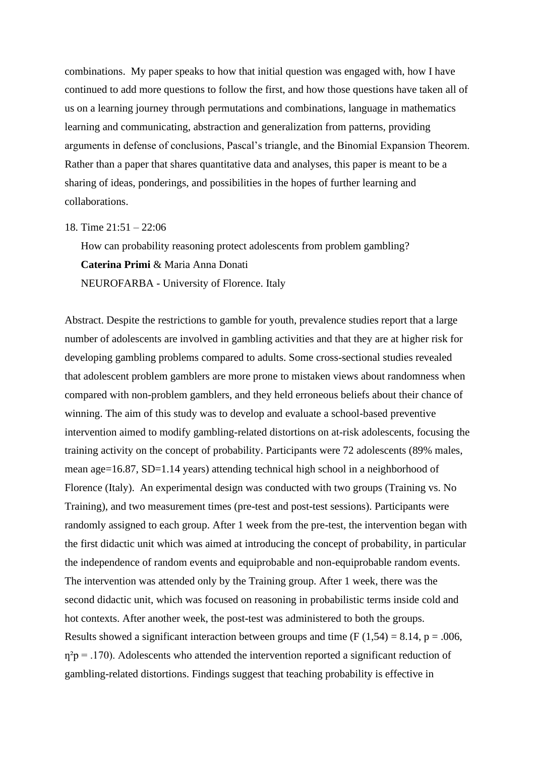combinations. My paper speaks to how that initial question was engaged with, how I have continued to add more questions to follow the first, and how those questions have taken all of us on a learning journey through permutations and combinations, language in mathematics learning and communicating, abstraction and generalization from patterns, providing arguments in defense of conclusions, Pascal's triangle, and the Binomial Expansion Theorem. Rather than a paper that shares quantitative data and analyses, this paper is meant to be a sharing of ideas, ponderings, and possibilities in the hopes of further learning and collaborations.

18. Time 21:51 – 22:06

    How can probability reasoning protect adolescents from problem gambling?

    **Caterina Primi** & Maria Anna Donati

    NEUROFARBA - University of Florence. Italy

Abstract. Despite the restrictions to gamble for youth, prevalence studies report that a large number of adolescents are involved in gambling activities and that they are at higher risk for developing gambling problems compared to adults. Some cross-sectional studies revealed that adolescent problem gamblers are more prone to mistaken views about randomness when compared with non-problem gamblers, and they held erroneous beliefs about their chance of winning. The aim of this study was to develop and evaluate a school-based preventive intervention aimed to modify gambling-related distortions on at-risk adolescents, focusing the training activity on the concept of probability. Participants were 72 adolescents (89% males, mean age=16.87, SD=1.14 years) attending technical high school in a neighborhood of Florence (Italy). An experimental design was conducted with two groups (Training vs. No Training), and two measurement times (pre-test and post-test sessions). Participants were randomly assigned to each group. After 1 week from the pre-test, the intervention began with the first didactic unit which was aimed at introducing the concept of probability, in particular the independence of random events and equiprobable and non-equiprobable random events. The intervention was attended only by the Training group. After 1 week, there was the second didactic unit, which was focused on reasoning in probabilistic terms inside cold and hot contexts. After another week, the post-test was administered to both the groups. Results showed a significant interaction between groups and time ($F(1,54) = 8.14$, $p = .006$, $\eta^2 p = .170$). Adolescents who attended the intervention reported a significant reduction of gambling-related distortions. Findings suggest that teaching probability is effective in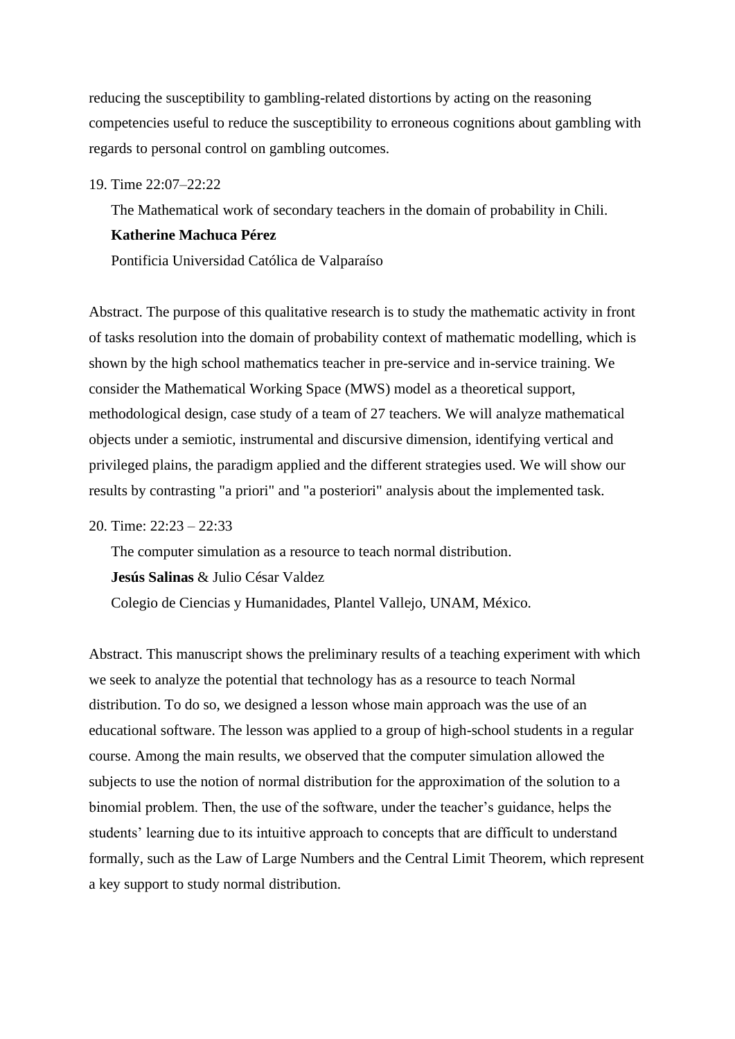reducing the susceptibility to gambling-related distortions by acting on the reasoning competencies useful to reduce the susceptibility to erroneous cognitions about gambling with regards to personal control on gambling outcomes.

19. Time 22:07–22:22

    The Mathematical work of secondary teachers in the domain of probability in Chili.

    **Katherine Machuca Pérez**

    Pontificia Universidad Católica de Valparaíso

Abstract. The purpose of this qualitative research is to study the mathematic activity in front of tasks resolution into the domain of probability context of mathematic modelling, which is shown by the high school mathematics teacher in pre-service and in-service training. We consider the Mathematical Working Space (MWS) model as a theoretical support, methodological design, case study of a team of 27 teachers. We will analyze mathematical objects under a semiotic, instrumental and discursive dimension, identifying vertical and privileged plains, the paradigm applied and the different strategies used. We will show our results by contrasting "a priori" and "a posteriori" analysis about the implemented task.

20. Time: 22:23 – 22:33

    The computer simulation as a resource to teach normal distribution.

    **Jesús Salinas** & Julio César Valdez

    Colegio de Ciencias y Humanidades, Plantel Vallejo, UNAM, México.

Abstract. This manuscript shows the preliminary results of a teaching experiment with which we seek to analyze the potential that technology has as a resource to teach Normal distribution. To do so, we designed a lesson whose main approach was the use of an educational software. The lesson was applied to a group of high-school students in a regular course. Among the main results, we observed that the computer simulation allowed the subjects to use the notion of normal distribution for the approximation of the solution to a binomial problem. Then, the use of the software, under the teacher's guidance, helps the students' learning due to its intuitive approach to concepts that are difficult to understand formally, such as the Law of Large Numbers and the Central Limit Theorem, which represent a key support to study normal distribution.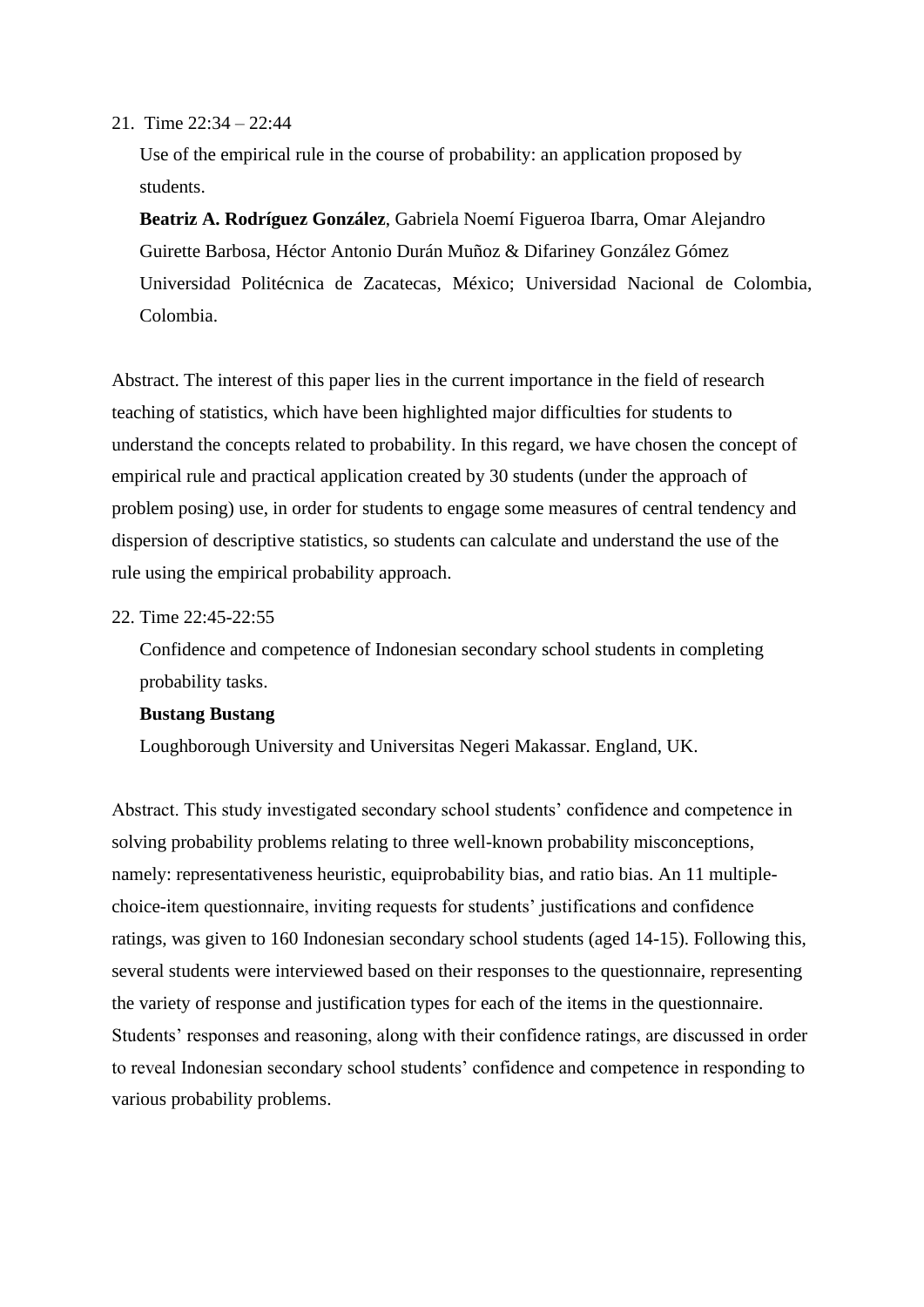21. Time 22:34 – 22:44

    Use of the empirical rule in the course of probability: an application proposed by students.

    **Beatriz A. Rodríguez González**, Gabriela Noemí Figueroa Ibarra, Omar Alejandro Guirette Barbosa, Héctor Antonio Durán Muñoz & Difariney González Gómez

    Universidad Politécnica de Zacatecas, México; Universidad Nacional de Colombia, Colombia.

Abstract. The interest of this paper lies in the current importance in the field of research teaching of statistics, which have been highlighted major difficulties for students to understand the concepts related to probability. In this regard, we have chosen the concept of empirical rule and practical application created by 30 students (under the approach of problem posing) use, in order for students to engage some measures of central tendency and dispersion of descriptive statistics, so students can calculate and understand the use of the rule using the empirical probability approach.

22. Time 22:45-22:55

    Confidence and competence of Indonesian secondary school students in completing probability tasks.

    **Bustang Bustang**

    Loughborough University and Universitas Negeri Makassar. England, UK.

Abstract. This study investigated secondary school students' confidence and competence in solving probability problems relating to three well-known probability misconceptions, namely: representativeness heuristic, equiprobability bias, and ratio bias. An 11 multiple-choice-item questionnaire, inviting requests for students' justifications and confidence ratings, was given to 160 Indonesian secondary school students (aged 14-15). Following this, several students were interviewed based on their responses to the questionnaire, representing the variety of response and justification types for each of the items in the questionnaire. Students' responses and reasoning, along with their confidence ratings, are discussed in order to reveal Indonesian secondary school students' confidence and competence in responding to various probability problems.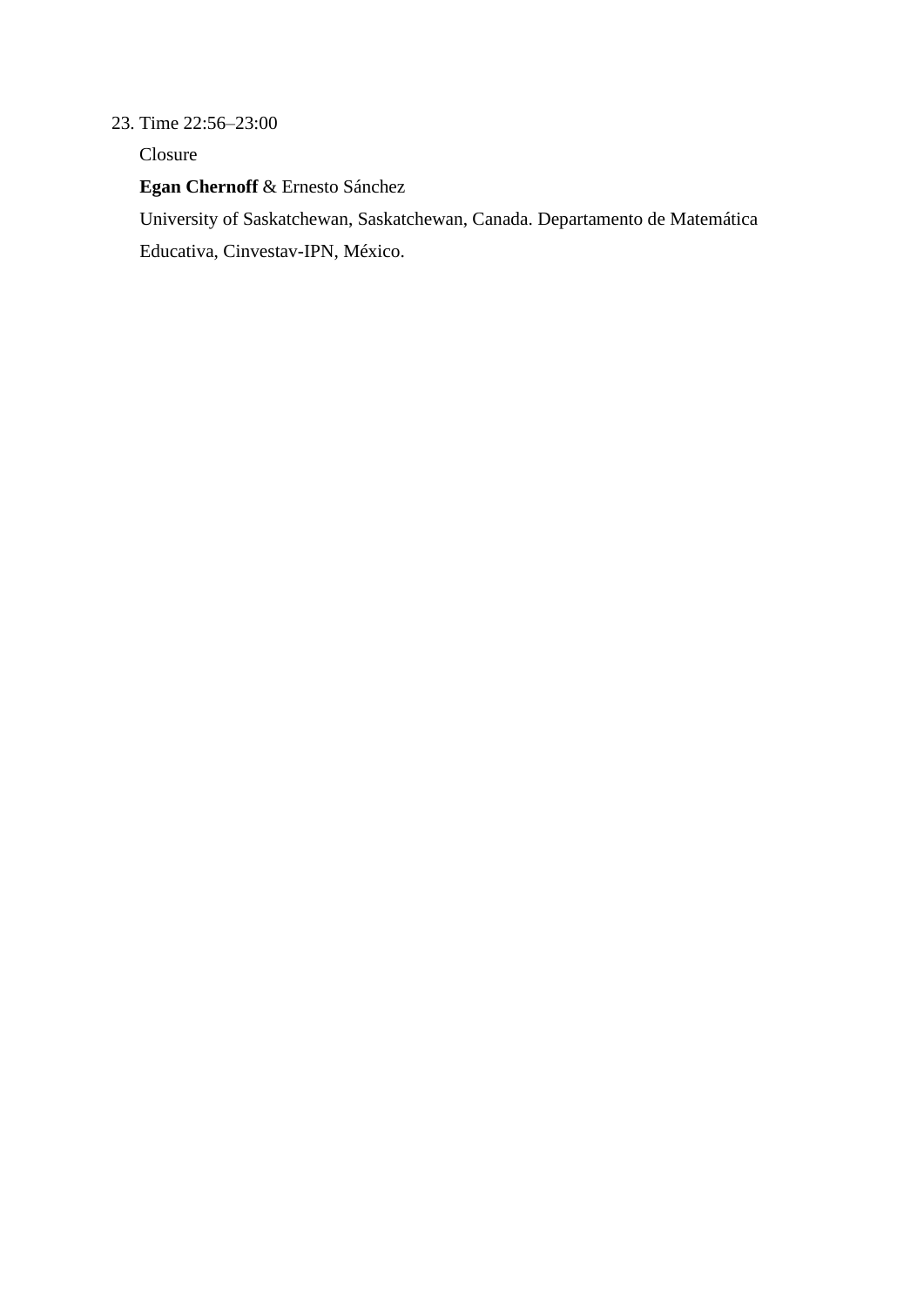23. Time 22:56–23:00

    Closure

    **Egan Chernoff** & Ernesto Sánchez

    University of Saskatchewan, Saskatchewan, Canada. Departamento de Matemática Educativa, Cinvestav-IPN, México.